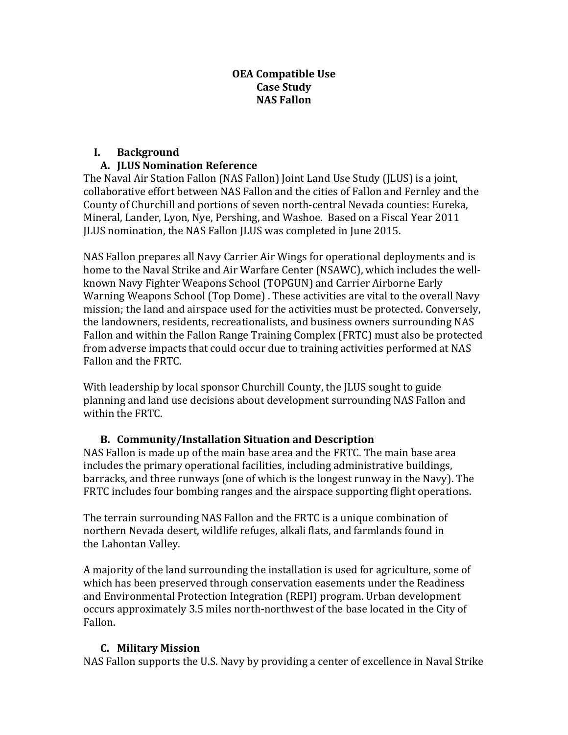# OEA Compatible Use
# Case Study
# NAS Fallon

## I. Background

### A. JLUS Nomination Reference

The Naval Air Station Fallon (NAS Fallon) Joint Land Use Study (JLUS) is a joint, collaborative effort between NAS Fallon and the cities of Fallon and Fernley and the County of Churchill and portions of seven north-central Nevada counties: Eureka, Mineral, Lander, Lyon, Nye, Pershing, and Washoe. Based on a Fiscal Year 2011 JLUS nomination, the NAS Fallon JLUS was completed in June 2015.

NAS Fallon prepares all Navy Carrier Air Wings for operational deployments and is home to the Naval Strike and Air Warfare Center (NSAWC), which includes the well-known Navy Fighter Weapons School (TOPGUN) and Carrier Airborne Early Warning Weapons School (Top Dome) . These activities are vital to the overall Navy mission; the land and airspace used for the activities must be protected. Conversely, the landowners, residents, recreationalists, and business owners surrounding NAS Fallon and within the Fallon Range Training Complex (FRTC) must also be protected from adverse impacts that could occur due to training activities performed at NAS Fallon and the FRTC.

With leadership by local sponsor Churchill County, the JLUS sought to guide planning and land use decisions about development surrounding NAS Fallon and within the FRTC.

### B. Community/Installation Situation and Description

NAS Fallon is made up of the main base area and the FRTC. The main base area includes the primary operational facilities, including administrative buildings, barracks, and three runways (one of which is the longest runway in the Navy). The FRTC includes four bombing ranges and the airspace supporting flight operations.

The terrain surrounding NAS Fallon and the FRTC is a unique combination of northern Nevada desert, wildlife refuges, alkali flats, and farmlands found in the Lahontan Valley.

A majority of the land surrounding the installation is used for agriculture, some of which has been preserved through conservation easements under the Readiness and Environmental Protection Integration (REPI) program. Urban development occurs approximately 3.5 miles north-northwest of the base located in the City of Fallon.

### C. Military Mission

NAS Fallon supports the U.S. Navy by providing a center of excellence in Naval Strike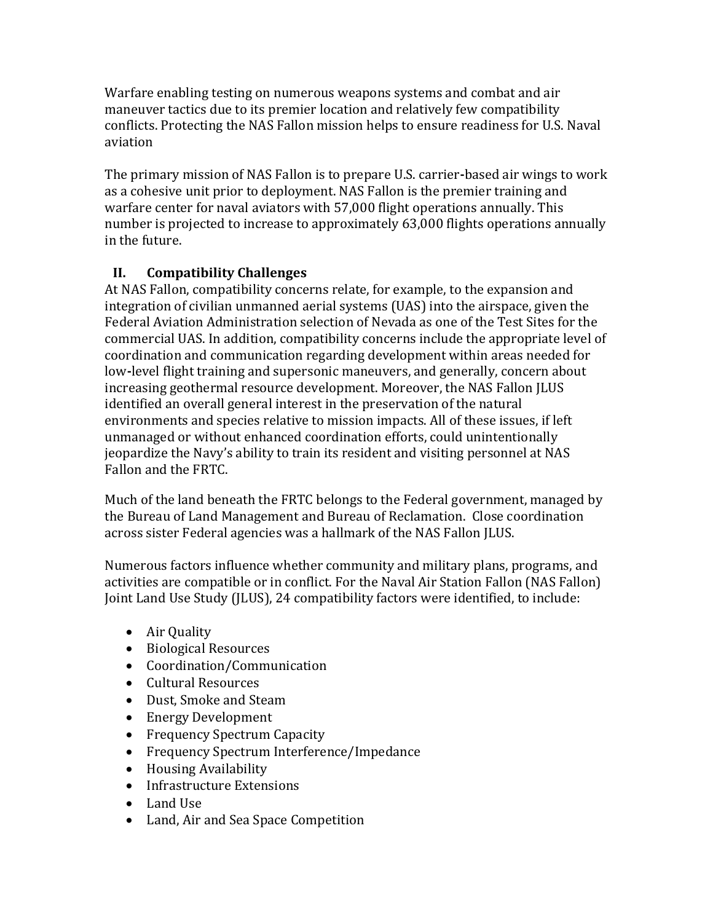Warfare enabling testing on numerous weapons systems and combat and air maneuver tactics due to its premier location and relatively few compatibility conflicts. Protecting the NAS Fallon mission helps to ensure readiness for U.S. Naval aviation

The primary mission of NAS Fallon is to prepare U.S. carrier-based air wings to work as a cohesive unit prior to deployment. NAS Fallon is the premier training and warfare center for naval aviators with 57,000 flight operations annually. This number is projected to increase to approximately 63,000 flights operations annually in the future.

## II. Compatibility Challenges

At NAS Fallon, compatibility concerns relate, for example, to the expansion and integration of civilian unmanned aerial systems (UAS) into the airspace, given the Federal Aviation Administration selection of Nevada as one of the Test Sites for the commercial UAS. In addition, compatibility concerns include the appropriate level of coordination and communication regarding development within areas needed for low-level flight training and supersonic maneuvers, and generally, concern about increasing geothermal resource development. Moreover, the NAS Fallon JLUS identified an overall general interest in the preservation of the natural environments and species relative to mission impacts. All of these issues, if left unmanaged or without enhanced coordination efforts, could unintentionally jeopardize the Navy's ability to train its resident and visiting personnel at NAS Fallon and the FRTC.

Much of the land beneath the FRTC belongs to the Federal government, managed by the Bureau of Land Management and Bureau of Reclamation. Close coordination across sister Federal agencies was a hallmark of the NAS Fallon JLUS.

Numerous factors influence whether community and military plans, programs, and activities are compatible or in conflict. For the Naval Air Station Fallon (NAS Fallon) Joint Land Use Study (JLUS), 24 compatibility factors were identified, to include:

- Air Quality
- Biological Resources
- Coordination/Communication
- Cultural Resources
- Dust, Smoke and Steam
- Energy Development
- Frequency Spectrum Capacity
- Frequency Spectrum Interference/Impedance
- Housing Availability
- Infrastructure Extensions
- Land Use
- Land, Air and Sea Space Competition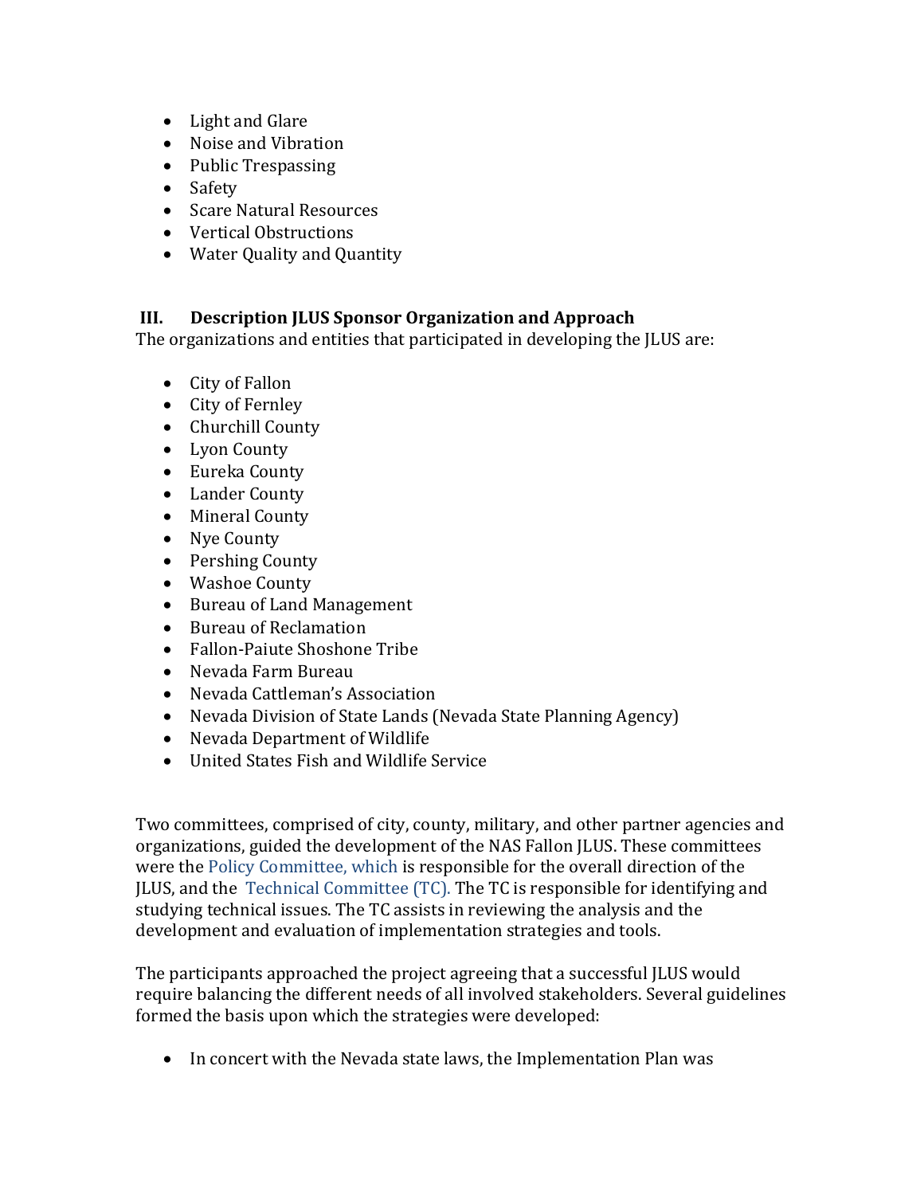- Light and Glare
- Noise and Vibration
- Public Trespassing
- Safety
- Scare Natural Resources
- Vertical Obstructions
- Water Quality and Quantity

## III. Description JLUS Sponsor Organization and Approach

The organizations and entities that participated in developing the JLUS are:

- City of Fallon
- City of Fernley
- Churchill County
- Lyon County
- Eureka County
- Lander County
- Mineral County
- Nye County
- Pershing County
- Washoe County
- Bureau of Land Management
- Bureau of Reclamation
- Fallon-Paiute Shoshone Tribe
- Nevada Farm Bureau
- Nevada Cattleman's Association
- Nevada Division of State Lands (Nevada State Planning Agency)
- Nevada Department of Wildlife
- United States Fish and Wildlife Service

Two committees, comprised of city, county, military, and other partner agencies and organizations, guided the development of the NAS Fallon JLUS. These committees were the Policy Committee, which is responsible for the overall direction of the JLUS, and the Technical Committee (TC). The TC is responsible for identifying and studying technical issues. The TC assists in reviewing the analysis and the development and evaluation of implementation strategies and tools.

The participants approached the project agreeing that a successful JLUS would require balancing the different needs of all involved stakeholders. Several guidelines formed the basis upon which the strategies were developed:

- In concert with the Nevada state laws, the Implementation Plan was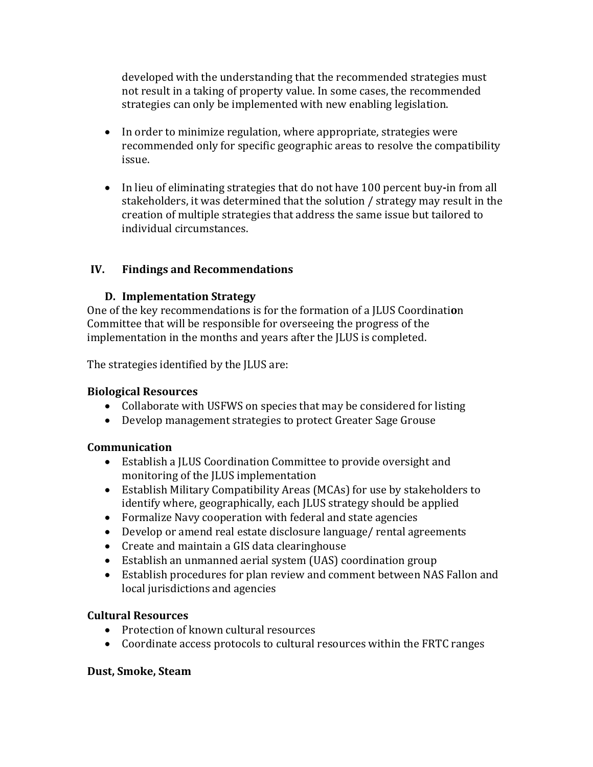developed with the understanding that the recommended strategies must not result in a taking of property value. In some cases, the recommended strategies can only be implemented with new enabling legislation.

- In order to minimize regulation, where appropriate, strategies were recommended only for specific geographic areas to resolve the compatibility issue.

- In lieu of eliminating strategies that do not have 100 percent buy-in from all stakeholders, it was determined that the solution / strategy may result in the creation of multiple strategies that address the same issue but tailored to individual circumstances.

## IV. Findings and Recommendations

### D. Implementation Strategy

One of the key recommendations is for the formation of a JLUS Coordination Committee that will be responsible for overseeing the progress of the implementation in the months and years after the JLUS is completed.

The strategies identified by the JLUS are:

**Biological Resources**

- Collaborate with USFWS on species that may be considered for listing
- Develop management strategies to protect Greater Sage Grouse

**Communication**

- Establish a JLUS Coordination Committee to provide oversight and monitoring of the JLUS implementation
- Establish Military Compatibility Areas (MCAs) for use by stakeholders to identify where, geographically, each JLUS strategy should be applied
- Formalize Navy cooperation with federal and state agencies
- Develop or amend real estate disclosure language/ rental agreements
- Create and maintain a GIS data clearinghouse
- Establish an unmanned aerial system (UAS) coordination group
- Establish procedures for plan review and comment between NAS Fallon and local jurisdictions and agencies

**Cultural Resources**

- Protection of known cultural resources
- Coordinate access protocols to cultural resources within the FRTC ranges

**Dust, Smoke, Steam**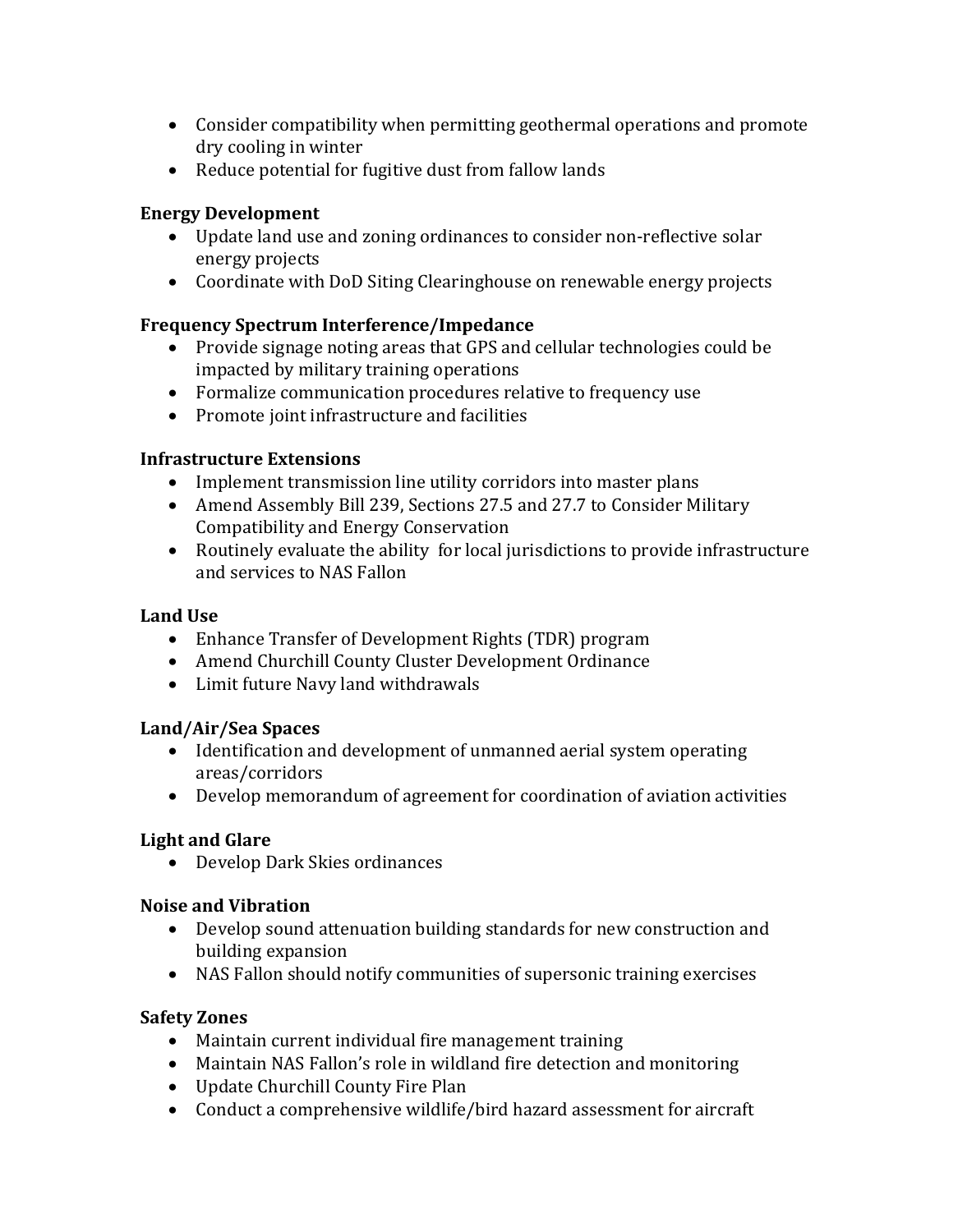- Consider compatibility when permitting geothermal operations and promote dry cooling in winter
- Reduce potential for fugitive dust from fallow lands

**Energy Development**

- Update land use and zoning ordinances to consider non-reflective solar energy projects
- Coordinate with DoD Siting Clearinghouse on renewable energy projects

**Frequency Spectrum Interference/Impedance**

- Provide signage noting areas that GPS and cellular technologies could be impacted by military training operations
- Formalize communication procedures relative to frequency use
- Promote joint infrastructure and facilities

**Infrastructure Extensions**

- Implement transmission line utility corridors into master plans
- Amend Assembly Bill 239, Sections 27.5 and 27.7 to Consider Military Compatibility and Energy Conservation
- Routinely evaluate the ability for local jurisdictions to provide infrastructure and services to NAS Fallon

**Land Use**

- Enhance Transfer of Development Rights (TDR) program
- Amend Churchill County Cluster Development Ordinance
- Limit future Navy land withdrawals

**Land/Air/Sea Spaces**

- Identification and development of unmanned aerial system operating areas/corridors
- Develop memorandum of agreement for coordination of aviation activities

**Light and Glare**

- Develop Dark Skies ordinances

**Noise and Vibration**

- Develop sound attenuation building standards for new construction and building expansion
- NAS Fallon should notify communities of supersonic training exercises

**Safety Zones**

- Maintain current individual fire management training
- Maintain NAS Fallon's role in wildland fire detection and monitoring
- Update Churchill County Fire Plan
- Conduct a comprehensive wildlife/bird hazard assessment for aircraft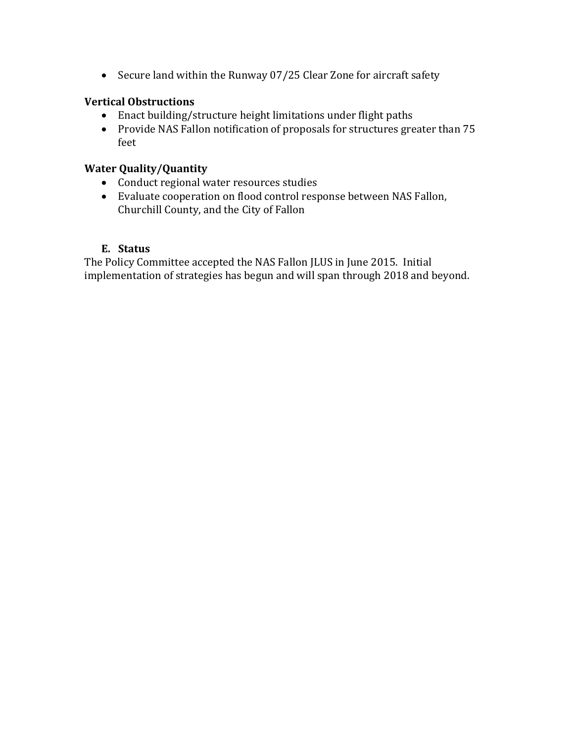- Secure land within the Runway 07/25 Clear Zone for aircraft safety

**Vertical Obstructions**

- Enact building/structure height limitations under flight paths
- Provide NAS Fallon notification of proposals for structures greater than 75 feet

**Water Quality/Quantity**

- Conduct regional water resources studies
- Evaluate cooperation on flood control response between NAS Fallon, Churchill County, and the City of Fallon

### E. Status

The Policy Committee accepted the NAS Fallon JLUS in June 2015. Initial implementation of strategies has begun and will span through 2018 and beyond.